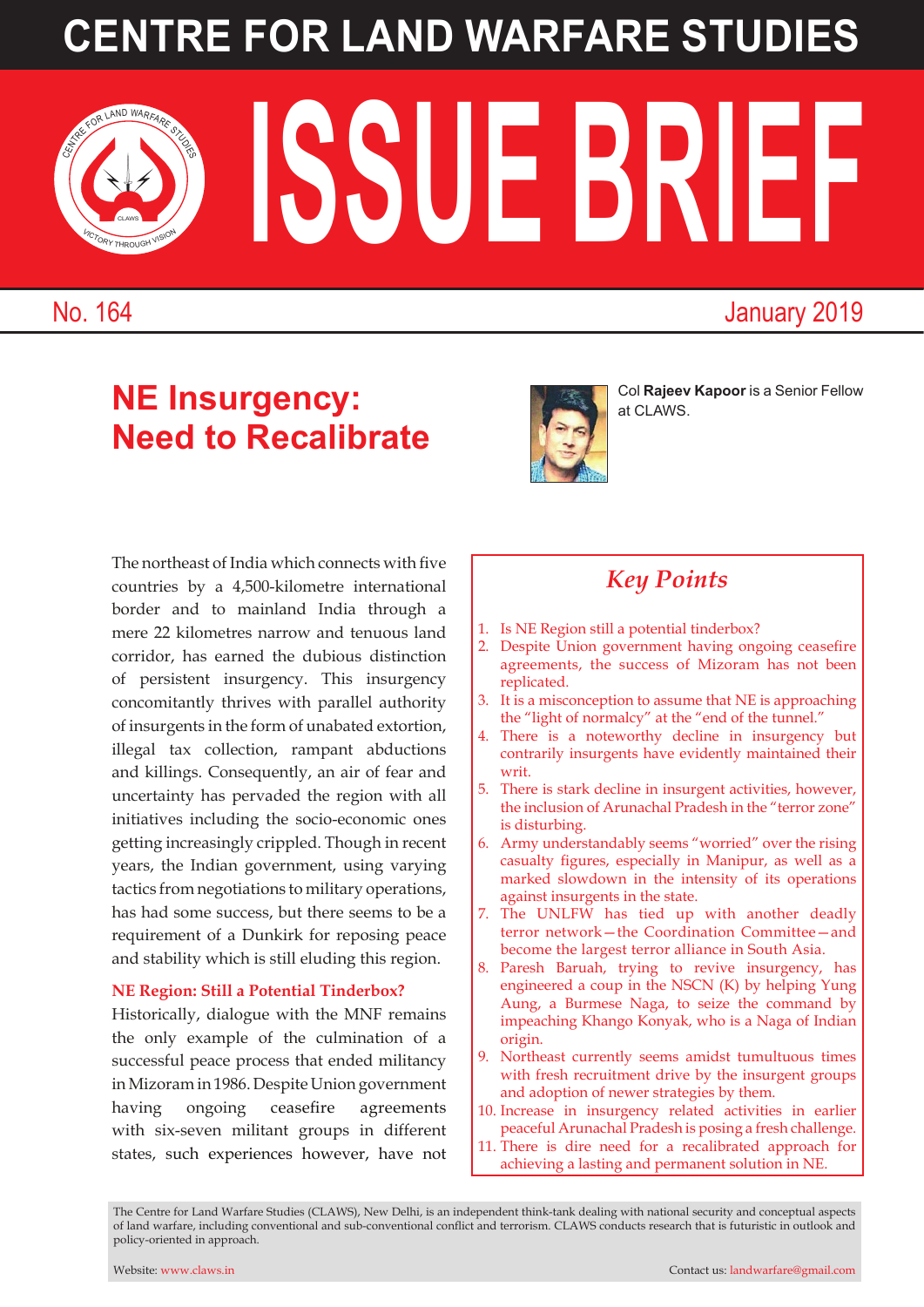# CENTRE FOR LAND WARFARE STUDIES

# ISSUE BRIEF

No. 164 January 2019

## NE Insurgency: Need to Recalibrate

Col **Rajeev Kapoor** is a Senior Fellow at CLAWS.

The northeast of India which connects with five countries by a 4,500-kilometre international border and to mainland India through a mere 22 kilometres narrow and tenuous land corridor, has earned the dubious distinction of persistent insurgency. This insurgency concomitantly thrives with parallel authority of insurgents in the form of unabated extortion, illegal tax collection, rampant abductions and killings. Consequently, an air of fear and uncertainty has pervaded the region with all initiatives including the socio-economic ones getting increasingly crippled. Though in recent years, the Indian government, using varying tactics from negotiations to military operations, has had some success, but there seems to be a requirement of a Dunkirk for reposing peace and stability which is still eluding this region.

### NE Region: Still a Potential Tinderbox?

Historically, dialogue with the MNF remains the only example of the culmination of a successful peace process that ended militancy in Mizoram in 1986. Despite Union government having ongoing ceasefire agreements with six-seven militant groups in different states, such experiences however, have not

> ### *Key Points*
>
> 1. Is NE Region still a potential tinderbox?
> 2. Despite Union government having ongoing ceasefire agreements, the success of Mizoram has not been replicated.
> 3. It is a misconception to assume that NE is approaching the "light of normalcy" at the "end of the tunnel."
> 4. There is a noteworthy decline in insurgency but contrarily insurgents have evidently maintained their writ.
> 5. There is stark decline in insurgent activities, however, the inclusion of Arunachal Pradesh in the "terror zone" is disturbing.
> 6. Army understandably seems "worried" over the rising casualty figures, especially in Manipur, as well as a marked slowdown in the intensity of its operations against insurgents in the state.
> 7. The UNLFW has tied up with another deadly terror network—the Coordination Committee—and become the largest terror alliance in South Asia.
> 8. Paresh Baruah, trying to revive insurgency, has engineered a coup in the NSCN (K) by helping Yung Aung, a Burmese Naga, to seize the command by impeaching Khango Konyak, who is a Naga of Indian origin.
> 9. Northeast currently seems amidst tumultuous times with fresh recruitment drive by the insurgent groups and adoption of newer strategies by them.
> 10. Increase in insurgency related activities in earlier peaceful Arunachal Pradesh is posing a fresh challenge.
> 11. There is dire need for a recalibrated approach for achieving a lasting and permanent solution in NE.

The Centre for Land Warfare Studies (CLAWS), New Delhi, is an independent think-tank dealing with national security and conceptual aspects of land warfare, including conventional and sub-conventional conflict and terrorism. CLAWS conducts research that is futuristic in outlook and policy-oriented in approach.

Website: www.claws.in Contact us: landwarfare@gmail.com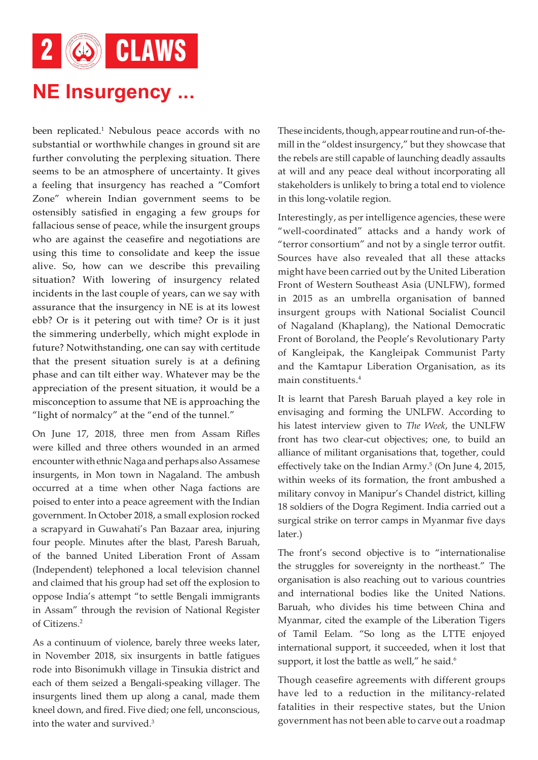been replicated.[1] Nebulous peace accords with no substantial or worthwhile changes in ground sit are further convoluting the perplexing situation. There seems to be an atmosphere of uncertainty. It gives a feeling that insurgency has reached a "Comfort Zone" wherein Indian government seems to be ostensibly satisfied in engaging a few groups for fallacious sense of peace, while the insurgent groups who are against the ceasefire and negotiations are using this time to consolidate and keep the issue alive. So, how can we describe this prevailing situation? With lowering of insurgency related incidents in the last couple of years, can we say with assurance that the insurgency in NE is at its lowest ebb? Or is it petering out with time? Or is it just the simmering underbelly, which might explode in future? Notwithstanding, one can say with certitude that the present situation surely is at a defining phase and can tilt either way. Whatever may be the appreciation of the present situation, it would be a misconception to assume that NE is approaching the "light of normalcy" at the "end of the tunnel."

On June 17, 2018, three men from Assam Rifles were killed and three others wounded in an armed encounter with ethnic Naga and perhaps also Assamese insurgents, in Mon town in Nagaland. The ambush occurred at a time when other Naga factions are poised to enter into a peace agreement with the Indian government. In October 2018, a small explosion rocked a scrapyard in Guwahati's Pan Bazaar area, injuring four people. Minutes after the blast, Paresh Baruah, of the banned United Liberation Front of Assam (Independent) telephoned a local television channel and claimed that his group had set off the explosion to oppose India's attempt "to settle Bengali immigrants in Assam" through the revision of National Register of Citizens.[2]

As a continuum of violence, barely three weeks later, in November 2018, six insurgents in battle fatigues rode into Bisonimukh village in Tinsukia district and each of them seized a Bengali-speaking villager. The insurgents lined them up along a canal, made them kneel down, and fired. Five died; one fell, unconscious, into the water and survived.[3]

These incidents, though, appear routine and run-of-the-mill in the "oldest insurgency," but they showcase that the rebels are still capable of launching deadly assaults at will and any peace deal without incorporating all stakeholders is unlikely to bring a total end to violence in this long-volatile region.

Interestingly, as per intelligence agencies, these were "well-coordinated" attacks and a handy work of "terror consortium" and not by a single terror outfit. Sources have also revealed that all these attacks might have been carried out by the United Liberation Front of Western Southeast Asia (UNLFW), formed in 2015 as an umbrella organisation of banned insurgent groups with National Socialist Council of Nagaland (Khaplang), the National Democratic Front of Boroland, the People's Revolutionary Party of Kangleipak, the Kangleipak Communist Party and the Kamtapur Liberation Organisation, as its main constituents.[4]

It is learnt that Paresh Baruah played a key role in envisaging and forming the UNLFW. According to his latest interview given to *The Week*, the UNLFW front has two clear-cut objectives; one, to build an alliance of militant organisations that, together, could effectively take on the Indian Army.[5] (On June 4, 2015, within weeks of its formation, the front ambushed a military convoy in Manipur's Chandel district, killing 18 soldiers of the Dogra Regiment. India carried out a surgical strike on terror camps in Myanmar five days later.)

The front's second objective is to "internationalise the struggles for sovereignty in the northeast." The organisation is also reaching out to various countries and international bodies like the United Nations. Baruah, who divides his time between China and Myanmar, cited the example of the Liberation Tigers of Tamil Eelam. "So long as the LTTE enjoyed international support, it succeeded, when it lost that support, it lost the battle as well," he said.[6]

Though ceasefire agreements with different groups have led to a reduction in the militancy-related fatalities in their respective states, but the Union government has not been able to carve out a roadmap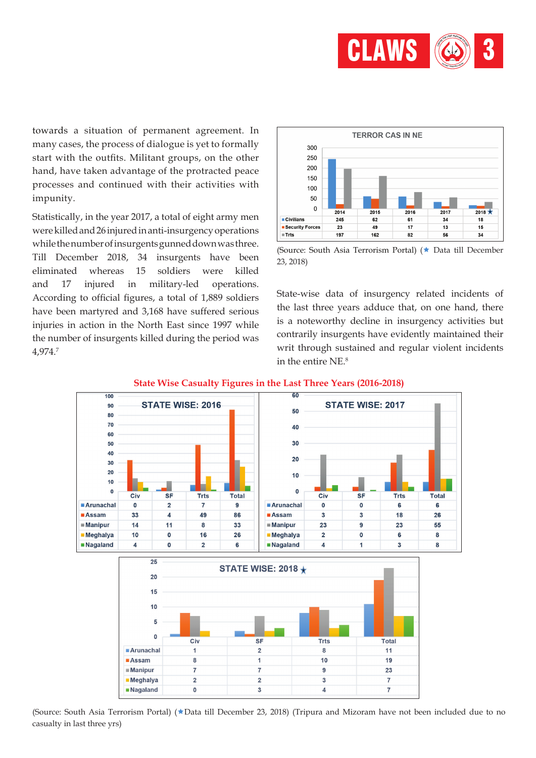towards a situation of permanent agreement. In many cases, the process of dialogue is yet to formally start with the outfits. Militant groups, on the other hand, have taken advantage of the protracted peace processes and continued with their activities with impunity.

Statistically, in the year 2017, a total of eight army men were killed and 26 injured in anti-insurgency operations while the number of insurgents gunned down was three. Till December 2018, 34 insurgents have been eliminated whereas 15 soldiers were killed and 17 injured in military-led operations. According to official figures, a total of 1,889 soldiers have been martyred and 3,168 have suffered serious injuries in action in the North East since 1997 while the number of insurgents killed during the period was 4,974.[7]

**TERROR CAS IN NE**

| | 2014 | 2015 | 2016 | 2017 | 2018 ★ |
|---|---|---|---|---|---|
| Civilians | 245 | 62 | 61 | 34 | 18 |
| Security Forces | 23 | 49 | 17 | 13 | 15 |
| Trts | 197 | 162 | 82 | 56 | 34 |

(Source: South Asia Terrorism Portal) (★ Data till December 23, 2018)

State-wise data of insurgency related incidents of the last three years adduce that, on one hand, there is a noteworthy decline in insurgency activities but contrarily insurgents have evidently maintained their writ through sustained and regular violent incidents in the entire NE.[8]

**State Wise Casualty Figures in the Last Three Years (2016-2018)**

**STATE WISE: 2016**

| | Civ | SF | Trts | Total |
|---|---|---|---|---|
| Arunachal | 0 | 2 | 7 | 9 |
| Assam | 33 | 4 | 49 | 86 |
| Manipur | 14 | 11 | 8 | 33 |
| Meghalya | 10 | 0 | 16 | 26 |
| Nagaland | 4 | 0 | 2 | 6 |

**STATE WISE: 2017**

| | Civ | SF | Trts | Total |
|---|---|---|---|---|
| Arunachal | 0 | 0 | 6 | 6 |
| Assam | 3 | 3 | 18 | 26 |
| Manipur | 23 | 9 | 23 | 55 |
| Meghalya | 2 | 0 | 6 | 8 |
| Nagaland | 4 | 1 | 3 | 8 |

**STATE WISE: 2018 ★**

| | Civ | SF | Trts | Total |
|---|---|---|---|---|
| Arunachal | 1 | 2 | 8 | 11 |
| Assam | 8 | 1 | 10 | 19 |
| Manipur | 7 | 7 | 9 | 23 |
| Meghalya | 2 | 2 | 3 | 7 |
| Nagaland | 0 | 3 | 4 | 7 |

(Source: South Asia Terrorism Portal) (★Data till December 23, 2018) (Tripura and Mizoram have not been included due to no casualty in last three yrs)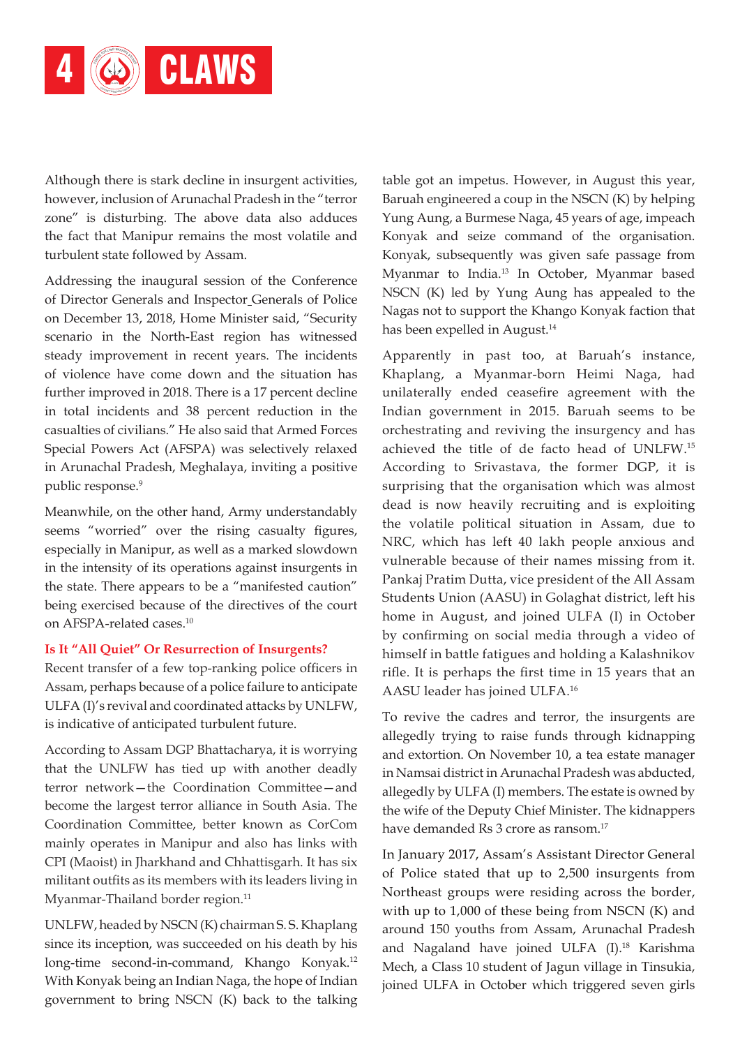Although there is stark decline in insurgent activities, however, inclusion of Arunachal Pradesh in the "terror zone" is disturbing. The above data also adduces the fact that Manipur remains the most volatile and turbulent state followed by Assam.

Addressing the inaugural session of the Conference of Director Generals and Inspector Generals of Police on December 13, 2018, Home Minister said, "Security scenario in the North-East region has witnessed steady improvement in recent years. The incidents of violence have come down and the situation has further improved in 2018. There is a 17 percent decline in total incidents and 38 percent reduction in the casualties of civilians." He also said that Armed Forces Special Powers Act (AFSPA) was selectively relaxed in Arunachal Pradesh, Meghalaya, inviting a positive public response.[9]

Meanwhile, on the other hand, Army understandably seems "worried" over the rising casualty figures, especially in Manipur, as well as a marked slowdown in the intensity of its operations against insurgents in the state. There appears to be a "manifested caution" being exercised because of the directives of the court on AFSPA-related cases.[10]

### Is It "All Quiet" Or Resurrection of Insurgents?

Recent transfer of a few top-ranking police officers in Assam, perhaps because of a police failure to anticipate ULFA (I)'s revival and coordinated attacks by UNLFW, is indicative of anticipated turbulent future.

According to Assam DGP Bhattacharya, it is worrying that the UNLFW has tied up with another deadly terror network—the Coordination Committee—and become the largest terror alliance in South Asia. The Coordination Committee, better known as CorCom mainly operates in Manipur and also has links with CPI (Maoist) in Jharkhand and Chhattisgarh. It has six militant outfits as its members with its leaders living in Myanmar-Thailand border region.[11]

UNLFW, headed by NSCN (K) chairman S. S. Khaplang since its inception, was succeeded on his death by his long-time second-in-command, Khango Konyak.[12] With Konyak being an Indian Naga, the hope of Indian government to bring NSCN (K) back to the talking table got an impetus. However, in August this year, Baruah engineered a coup in the NSCN (K) by helping Yung Aung, a Burmese Naga, 45 years of age, impeach Konyak and seize command of the organisation. Konyak, subsequently was given safe passage from Myanmar to India.[13] In October, Myanmar based NSCN (K) led by Yung Aung has appealed to the Nagas not to support the Khango Konyak faction that has been expelled in August.[14]

Apparently in past too, at Baruah's instance, Khaplang, a Myanmar-born Heimi Naga, had unilaterally ended ceasefire agreement with the Indian government in 2015. Baruah seems to be orchestrating and reviving the insurgency and has achieved the title of de facto head of UNLFW.[15] According to Srivastava, the former DGP, it is surprising that the organisation which was almost dead is now heavily recruiting and is exploiting the volatile political situation in Assam, due to NRC, which has left 40 lakh people anxious and vulnerable because of their names missing from it. Pankaj Pratim Dutta, vice president of the All Assam Students Union (AASU) in Golaghat district, left his home in August, and joined ULFA (I) in October by confirming on social media through a video of himself in battle fatigues and holding a Kalashnikov rifle. It is perhaps the first time in 15 years that an AASU leader has joined ULFA.[16]

To revive the cadres and terror, the insurgents are allegedly trying to raise funds through kidnapping and extortion. On November 10, a tea estate manager in Namsai district in Arunachal Pradesh was abducted, allegedly by ULFA (I) members. The estate is owned by the wife of the Deputy Chief Minister. The kidnappers have demanded Rs 3 crore as ransom.[17]

In January 2017, Assam's Assistant Director General of Police stated that up to 2,500 insurgents from Northeast groups were residing across the border, with up to 1,000 of these being from NSCN (K) and around 150 youths from Assam, Arunachal Pradesh and Nagaland have joined ULFA (I).[18] Karishma Mech, a Class 10 student of Jagun village in Tinsukia, joined ULFA in October which triggered seven girls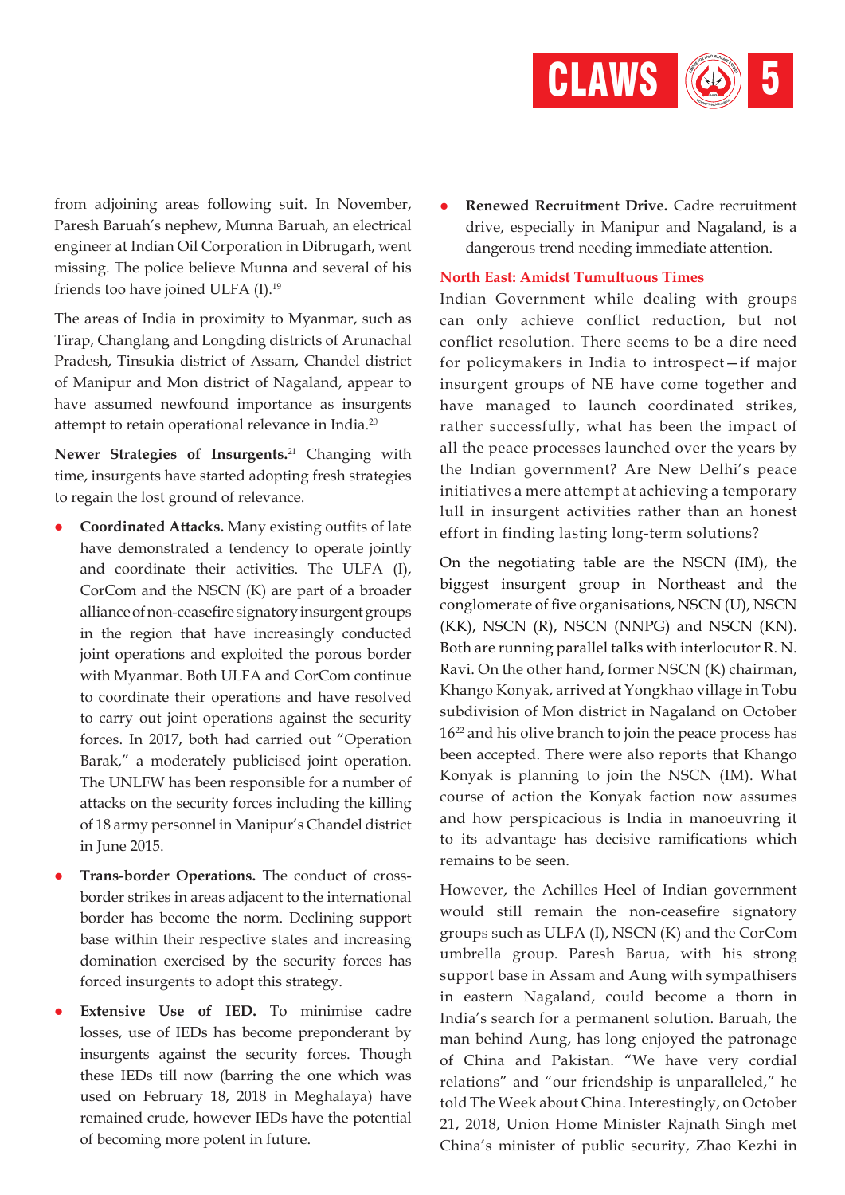from adjoining areas following suit. In November, Paresh Baruah's nephew, Munna Baruah, an electrical engineer at Indian Oil Corporation in Dibrugarh, went missing. The police believe Munna and several of his friends too have joined ULFA (I).[19]

The areas of India in proximity to Myanmar, such as Tirap, Changlang and Longding districts of Arunachal Pradesh, Tinsukia district of Assam, Chandel district of Manipur and Mon district of Nagaland, appear to have assumed newfound importance as insurgents attempt to retain operational relevance in India.[20]

**Newer Strategies of Insurgents.**[21] Changing with time, insurgents have started adopting fresh strategies to regain the lost ground of relevance.

- **Coordinated Attacks.** Many existing outfits of late have demonstrated a tendency to operate jointly and coordinate their activities. The ULFA (I), CorCom and the NSCN (K) are part of a broader alliance of non-ceasefire signatory insurgent groups in the region that have increasingly conducted joint operations and exploited the porous border with Myanmar. Both ULFA and CorCom continue to coordinate their operations and have resolved to carry out joint operations against the security forces. In 2017, both had carried out "Operation Barak," a moderately publicised joint operation. The UNLFW has been responsible for a number of attacks on the security forces including the killing of 18 army personnel in Manipur's Chandel district in June 2015.
- **Trans-border Operations.** The conduct of cross-border strikes in areas adjacent to the international border has become the norm. Declining support base within their respective states and increasing domination exercised by the security forces has forced insurgents to adopt this strategy.
- **Extensive Use of IED.** To minimise cadre losses, use of IEDs has become preponderant by insurgents against the security forces. Though these IEDs till now (barring the one which was used on February 18, 2018 in Meghalaya) have remained crude, however IEDs have the potential of becoming more potent in future.
- **Renewed Recruitment Drive.** Cadre recruitment drive, especially in Manipur and Nagaland, is a dangerous trend needing immediate attention.

## North East: Amidst Tumultuous Times

Indian Government while dealing with groups can only achieve conflict reduction, but not conflict resolution. There seems to be a dire need for policymakers in India to introspect—if major insurgent groups of NE have come together and have managed to launch coordinated strikes, rather successfully, what has been the impact of all the peace processes launched over the years by the Indian government? Are New Delhi's peace initiatives a mere attempt at achieving a temporary lull in insurgent activities rather than an honest effort in finding lasting long-term solutions?

On the negotiating table are the NSCN (IM), the biggest insurgent group in Northeast and the conglomerate of five organisations, NSCN (U), NSCN (KK), NSCN (R), NSCN (NNPG) and NSCN (KN). Both are running parallel talks with interlocutor R. N. Ravi. On the other hand, former NSCN (K) chairman, Khango Konyak, arrived at Yongkhao village in Tobu subdivision of Mon district in Nagaland on October 16[22] and his olive branch to join the peace process has been accepted. There were also reports that Khango Konyak is planning to join the NSCN (IM). What course of action the Konyak faction now assumes and how perspicacious is India in manoeuvring it to its advantage has decisive ramifications which remains to be seen.

However, the Achilles Heel of Indian government would still remain the non-ceasefire signatory groups such as ULFA (I), NSCN (K) and the CorCom umbrella group. Paresh Barua, with his strong support base in Assam and Aung with sympathisers in eastern Nagaland, could become a thorn in India's search for a permanent solution. Baruah, the man behind Aung, has long enjoyed the patronage of China and Pakistan. "We have very cordial relations" and "our friendship is unparalleled," he told The Week about China. Interestingly, on October 21, 2018, Union Home Minister Rajnath Singh met China's minister of public security, Zhao Kezhi in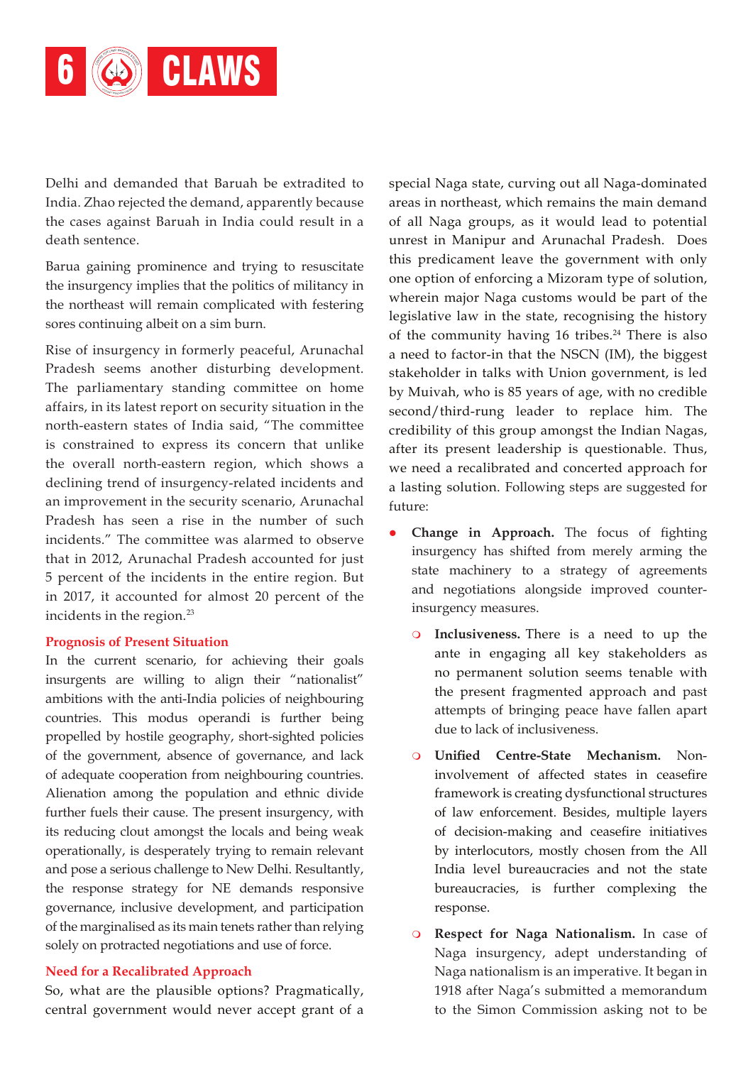Delhi and demanded that Baruah be extradited to India. Zhao rejected the demand, apparently because the cases against Baruah in India could result in a death sentence.

Barua gaining prominence and trying to resuscitate the insurgency implies that the politics of militancy in the northeast will remain complicated with festering sores continuing albeit on a sim burn.

Rise of insurgency in formerly peaceful, Arunachal Pradesh seems another disturbing development. The parliamentary standing committee on home affairs, in its latest report on security situation in the north-eastern states of India said, "The committee is constrained to express its concern that unlike the overall north-eastern region, which shows a declining trend of insurgency-related incidents and an improvement in the security scenario, Arunachal Pradesh has seen a rise in the number of such incidents." The committee was alarmed to observe that in 2012, Arunachal Pradesh accounted for just 5 percent of the incidents in the entire region. But in 2017, it accounted for almost 20 percent of the incidents in the region.[23]

### Prognosis of Present Situation

In the current scenario, for achieving their goals insurgents are willing to align their "nationalist" ambitions with the anti-India policies of neighbouring countries. This modus operandi is further being propelled by hostile geography, short-sighted policies of the government, absence of governance, and lack of adequate cooperation from neighbouring countries. Alienation among the population and ethnic divide further fuels their cause. The present insurgency, with its reducing clout amongst the locals and being weak operationally, is desperately trying to remain relevant and pose a serious challenge to New Delhi. Resultantly, the response strategy for NE demands responsive governance, inclusive development, and participation of the marginalised as its main tenets rather than relying solely on protracted negotiations and use of force.

### Need for a Recalibrated Approach

So, what are the plausible options? Pragmatically, central government would never accept grant of a special Naga state, curving out all Naga-dominated areas in northeast, which remains the main demand of all Naga groups, as it would lead to potential unrest in Manipur and Arunachal Pradesh. Does this predicament leave the government with only one option of enforcing a Mizoram type of solution, wherein major Naga customs would be part of the legislative law in the state, recognising the history of the community having 16 tribes.[24] There is also a need to factor-in that the NSCN (IM), the biggest stakeholder in talks with Union government, is led by Muivah, who is 85 years of age, with no credible second/third-rung leader to replace him. The credibility of this group amongst the Indian Nagas, after its present leadership is questionable. Thus, we need a recalibrated and concerted approach for a lasting solution. Following steps are suggested for future:

- **Change in Approach.** The focus of fighting insurgency has shifted from merely arming the state machinery to a strategy of agreements and negotiations alongside improved counter-insurgency measures.
  - **Inclusiveness.** There is a need to up the ante in engaging all key stakeholders as no permanent solution seems tenable with the present fragmented approach and past attempts of bringing peace have fallen apart due to lack of inclusiveness.
  - **Unified Centre-State Mechanism.** Non-involvement of affected states in ceasefire framework is creating dysfunctional structures of law enforcement. Besides, multiple layers of decision-making and ceasefire initiatives by interlocutors, mostly chosen from the All India level bureaucracies and not the state bureaucracies, is further complexing the response.
  - **Respect for Naga Nationalism.** In case of Naga insurgency, adept understanding of Naga nationalism is an imperative. It began in 1918 after Naga's submitted a memorandum to the Simon Commission asking not to be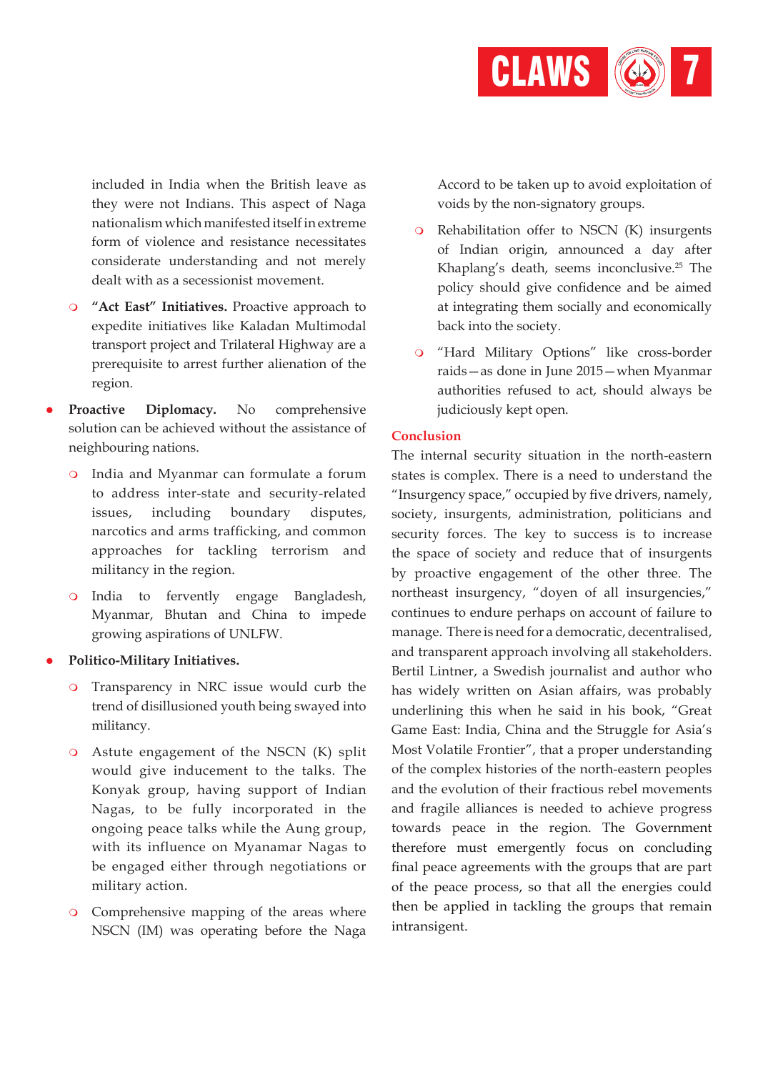included in India when the British leave as they were not Indians. This aspect of Naga nationalism which manifested itself in extreme form of violence and resistance necessitates considerate understanding and not merely dealt with as a secessionist movement.

- **"Act East" Initiatives.** Proactive approach to expedite initiatives like Kaladan Multimodal transport project and Trilateral Highway are a prerequisite to arrest further alienation of the region.

- **Proactive Diplomacy.** No comprehensive solution can be achieved without the assistance of neighbouring nations.
  - India and Myanmar can formulate a forum to address inter-state and security-related issues, including boundary disputes, narcotics and arms trafficking, and common approaches for tackling terrorism and militancy in the region.
  - India to fervently engage Bangladesh, Myanmar, Bhutan and China to impede growing aspirations of UNLFW.

- **Politico-Military Initiatives.**
  - Transparency in NRC issue would curb the trend of disillusioned youth being swayed into militancy.
  - Astute engagement of the NSCN (K) split would give inducement to the talks. The Konyak group, having support of Indian Nagas, to be fully incorporated in the ongoing peace talks while the Aung group, with its influence on Myanamar Nagas to be engaged either through negotiations or military action.
  - Comprehensive mapping of the areas where NSCN (IM) was operating before the Naga Accord to be taken up to avoid exploitation of voids by the non-signatory groups.
  - Rehabilitation offer to NSCN (K) insurgents of Indian origin, announced a day after Khaplang's death, seems inconclusive.[25] The policy should give confidence and be aimed at integrating them socially and economically back into the society.
  - "Hard Military Options" like cross-border raids—as done in June 2015—when Myanmar authorities refused to act, should always be judiciously kept open.

## Conclusion

The internal security situation in the north-eastern states is complex. There is a need to understand the "Insurgency space," occupied by five drivers, namely, society, insurgents, administration, politicians and security forces. The key to success is to increase the space of society and reduce that of insurgents by proactive engagement of the other three. The northeast insurgency, "doyen of all insurgencies," continues to endure perhaps on account of failure to manage. There is need for a democratic, decentralised, and transparent approach involving all stakeholders. Bertil Lintner, a Swedish journalist and author who has widely written on Asian affairs, was probably underlining this when he said in his book, "Great Game East: India, China and the Struggle for Asia's Most Volatile Frontier", that a proper understanding of the complex histories of the north-eastern peoples and the evolution of their fractious rebel movements and fragile alliances is needed to achieve progress towards peace in the region. The Government therefore must emergently focus on concluding final peace agreements with the groups that are part of the peace process, so that all the energies could then be applied in tackling the groups that remain intransigent.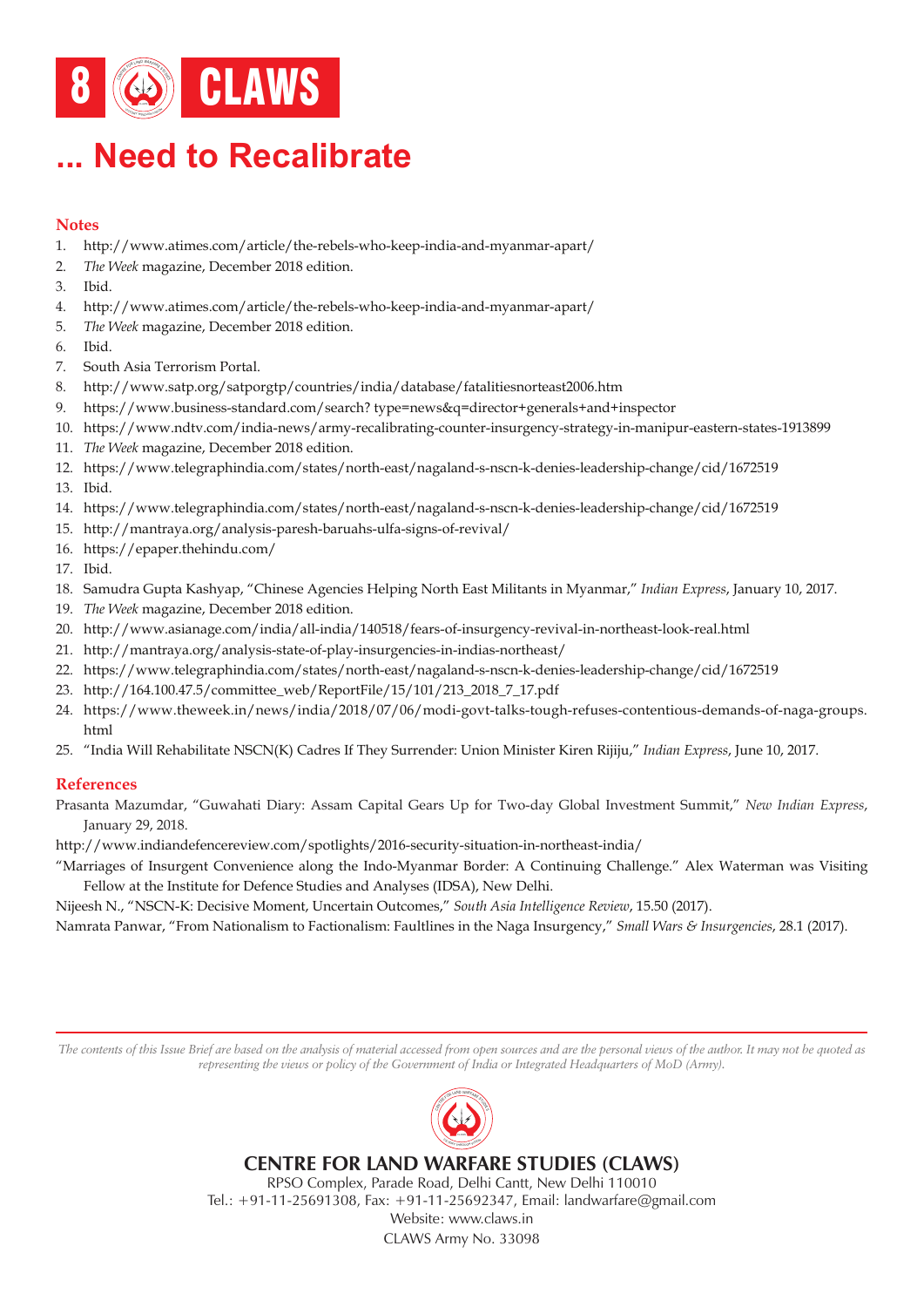# ... Need to Recalibrate

## Notes

1. http://www.atimes.com/article/the-rebels-who-keep-india-and-myanmar-apart/
2. *The Week* magazine, December 2018 edition.
3. Ibid.
4. http://www.atimes.com/article/the-rebels-who-keep-india-and-myanmar-apart/
5. *The Week* magazine, December 2018 edition.
6. Ibid.
7. South Asia Terrorism Portal.
8. http://www.satp.org/satporgtp/countries/india/database/fatalitiesnorteast2006.htm
9. https://www.business-standard.com/search? type=news&q=director+generals+and+inspector
10. https://www.ndtv.com/india-news/army-recalibrating-counter-insurgency-strategy-in-manipur-eastern-states-1913899
11. *The Week* magazine, December 2018 edition.
12. https://www.telegraphindia.com/states/north-east/nagaland-s-nscn-k-denies-leadership-change/cid/1672519
13. Ibid.
14. https://www.telegraphindia.com/states/north-east/nagaland-s-nscn-k-denies-leadership-change/cid/1672519
15. http://mantraya.org/analysis-paresh-baruahs-ulfa-signs-of-revival/
16. https://epaper.thehindu.com/
17. Ibid.
18. Samudra Gupta Kashyap, "Chinese Agencies Helping North East Militants in Myanmar," *Indian Express*, January 10, 2017.
19. *The Week* magazine, December 2018 edition.
20. http://www.asianage.com/india/all-india/140518/fears-of-insurgency-revival-in-northeast-look-real.html
21. http://mantraya.org/analysis-state-of-play-insurgencies-in-indias-northeast/
22. https://www.telegraphindia.com/states/north-east/nagaland-s-nscn-k-denies-leadership-change/cid/1672519
23. http://164.100.47.5/committee_web/ReportFile/15/101/213_2018_7_17.pdf
24. https://www.theweek.in/news/india/2018/07/06/modi-govt-talks-tough-refuses-contentious-demands-of-naga-groups.html
25. "India Will Rehabilitate NSCN(K) Cadres If They Surrender: Union Minister Kiren Rijiju," *Indian Express*, June 10, 2017.

## References

Prasanta Mazumdar, "Guwahati Diary: Assam Capital Gears Up for Two-day Global Investment Summit," *New Indian Express*, January 29, 2018.

http://www.indiandefencereview.com/spotlights/2016-security-situation-in-northeast-india/

"Marriages of Insurgent Convenience along the Indo-Myanmar Border: A Continuing Challenge." Alex Waterman was Visiting Fellow at the Institute for Defence Studies and Analyses (IDSA), New Delhi.

Nijeesh N., "NSCN-K: Decisive Moment, Uncertain Outcomes," *South Asia Intelligence Review*, 15.50 (2017).

Namrata Panwar, "From Nationalism to Factionalism: Faultlines in the Naga Insurgency," *Small Wars & Insurgencies*, 28.1 (2017).

*The contents of this Issue Brief are based on the analysis of material accessed from open sources and are the personal views of the author. It may not be quoted as representing the views or policy of the Government of India or Integrated Headquarters of MoD (Army).*

**CENTRE FOR LAND WARFARE STUDIES (CLAWS)**

RPSO Complex, Parade Road, Delhi Cantt, New Delhi 110010

Tel.: +91-11-25691308, Fax: +91-11-25692347, Email: landwarfare@gmail.com

Website: www.claws.in

CLAWS Army No. 33098